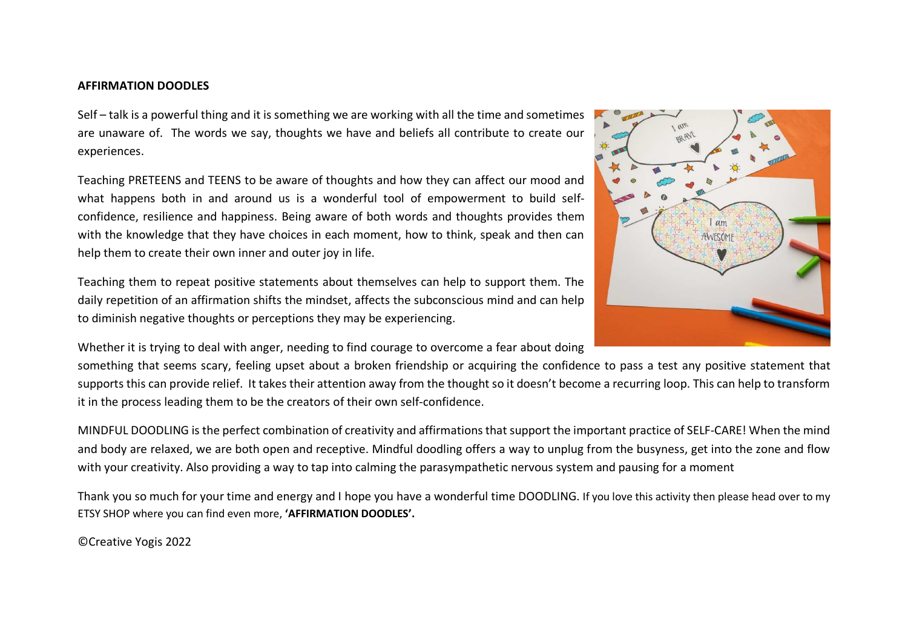**AFFIRMATION DOODLES**

Self – talk is a powerful thing and it is something we are working with all the time and sometimes are unaware of. The words we say, thoughts we have and beliefs all contribute to create our experiences.

Teaching PRETEENS and TEENS to be aware of thoughts and how they can affect our mood and what happens both in and around us is a wonderful tool of empowerment to build self-confidence, resilience and happiness. Being aware of both words and thoughts provides them with the knowledge that they have choices in each moment, how to think, speak and then can help them to create their own inner and outer joy in life.

Teaching them to repeat positive statements about themselves can help to support them. The daily repetition of an affirmation shifts the mindset, affects the subconscious mind and can help to diminish negative thoughts or perceptions they may be experiencing.

Whether it is trying to deal with anger, needing to find courage to overcome a fear about doing something that seems scary, feeling upset about a broken friendship or acquiring the confidence to pass a test any positive statement that supports this can provide relief. It takes their attention away from the thought so it doesn't become a recurring loop. This can help to transform it in the process leading them to be the creators of their own self-confidence.

MINDFUL DOODLING is the perfect combination of creativity and affirmations that support the important practice of SELF-CARE! When the mind and body are relaxed, we are both open and receptive. Mindful doodling offers a way to unplug from the busyness, get into the zone and flow with your creativity. Also providing a way to tap into calming the parasympathetic nervous system and pausing for a moment

Thank you so much for your time and energy and I hope you have a wonderful time DOODLING. If you love this activity then please head over to my ETSY SHOP where you can find even more, **'AFFIRMATION DOODLES'.**

©Creative Yogis 2022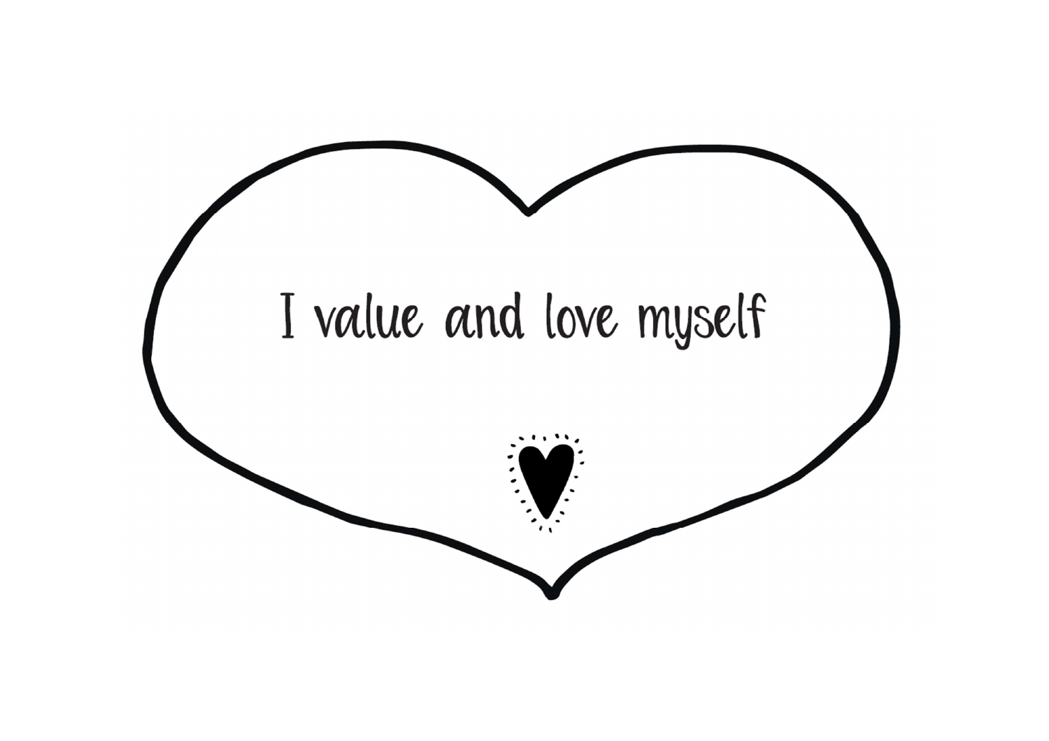I value and love myself